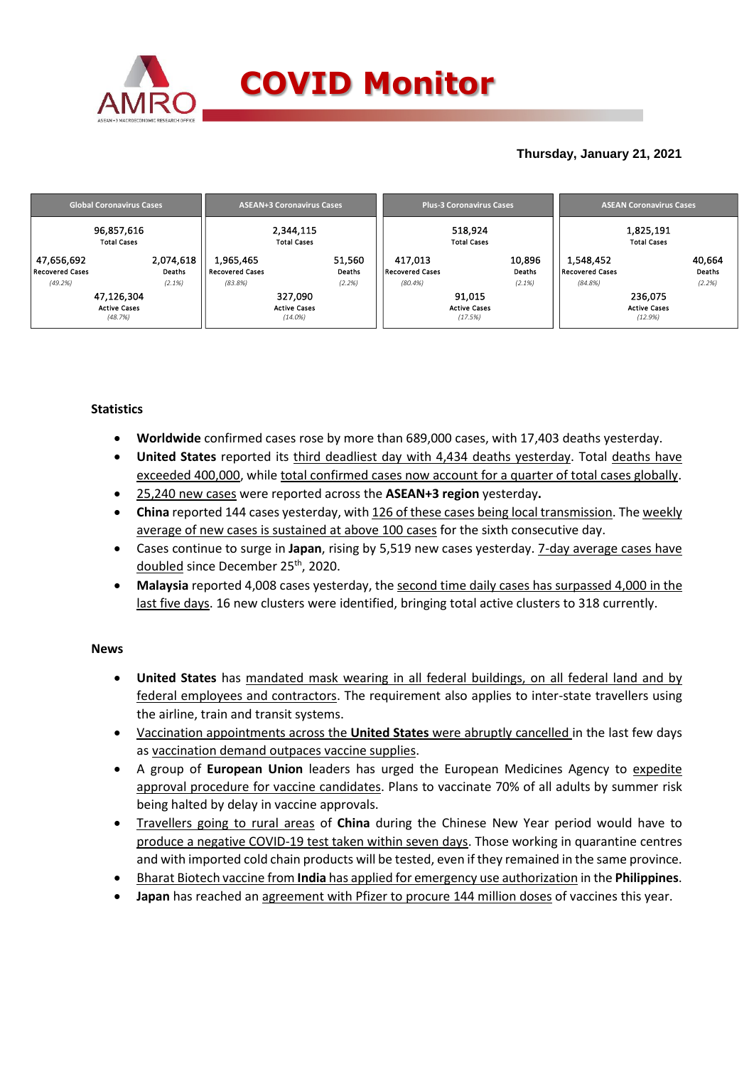# COVID Monitor

**Thursday, January 21, 2021**

| Global Coronavirus Cases | | ASEAN+3 Coronavirus Cases | | Plus-3 Coronavirus Cases | | ASEAN Coronavirus Cases | |
|---|---|---|---|---|---|---|---|
| 96,857,616 Total Cases | | 2,344,115 Total Cases | | 518,924 Total Cases | | 1,825,191 Total Cases | |
| 47,656,692 Recovered Cases *(49.2%)* | 2,074,618 Deaths *(2.1%)* | 1,965,465 Recovered Cases *(83.8%)* | 51,560 Deaths *(2.2%)* | 417,013 Recovered Cases *(80.4%)* | 10,896 Deaths *(2.1%)* | 1,548,452 Recovered Cases *(84.8%)* | 40,664 Deaths *(2.2%)* |
| 47,126,304 Active Cases *(48.7%)* | | 327,090 Active Cases *(14.0%)* | | 91,015 Active Cases *(17.5%)* | | 236,075 Active Cases *(12.9%)* | |

## Statistics

- **Worldwide** confirmed cases rose by more than 689,000 cases, with 17,403 deaths yesterday.
- **United States** reported its third deadliest day with 4,434 deaths yesterday. Total deaths have exceeded 400,000, while total confirmed cases now account for a quarter of total cases globally.
- 25,240 new cases were reported across the **ASEAN+3 region** yesterday**.**
- **China** reported 144 cases yesterday, with 126 of these cases being local transmission. The weekly average of new cases is sustained at above 100 cases for the sixth consecutive day.
- Cases continue to surge in **Japan**, rising by 5,519 new cases yesterday. 7-day average cases have doubled since December 25th, 2020.
- **Malaysia** reported 4,008 cases yesterday, the second time daily cases has surpassed 4,000 in the last five days. 16 new clusters were identified, bringing total active clusters to 318 currently.

## News

- **United States** has mandated mask wearing in all federal buildings, on all federal land and by federal employees and contractors. The requirement also applies to inter-state travellers using the airline, train and transit systems.
- Vaccination appointments across the **United States** were abruptly cancelled in the last few days as vaccination demand outpaces vaccine supplies.
- A group of **European Union** leaders has urged the European Medicines Agency to expedite approval procedure for vaccine candidates. Plans to vaccinate 70% of all adults by summer risk being halted by delay in vaccine approvals.
- Travellers going to rural areas of **China** during the Chinese New Year period would have to produce a negative COVID-19 test taken within seven days. Those working in quarantine centres and with imported cold chain products will be tested, even if they remained in the same province.
- Bharat Biotech vaccine from **India** has applied for emergency use authorization in the **Philippines**.
- **Japan** has reached an agreement with Pfizer to procure 144 million doses of vaccines this year.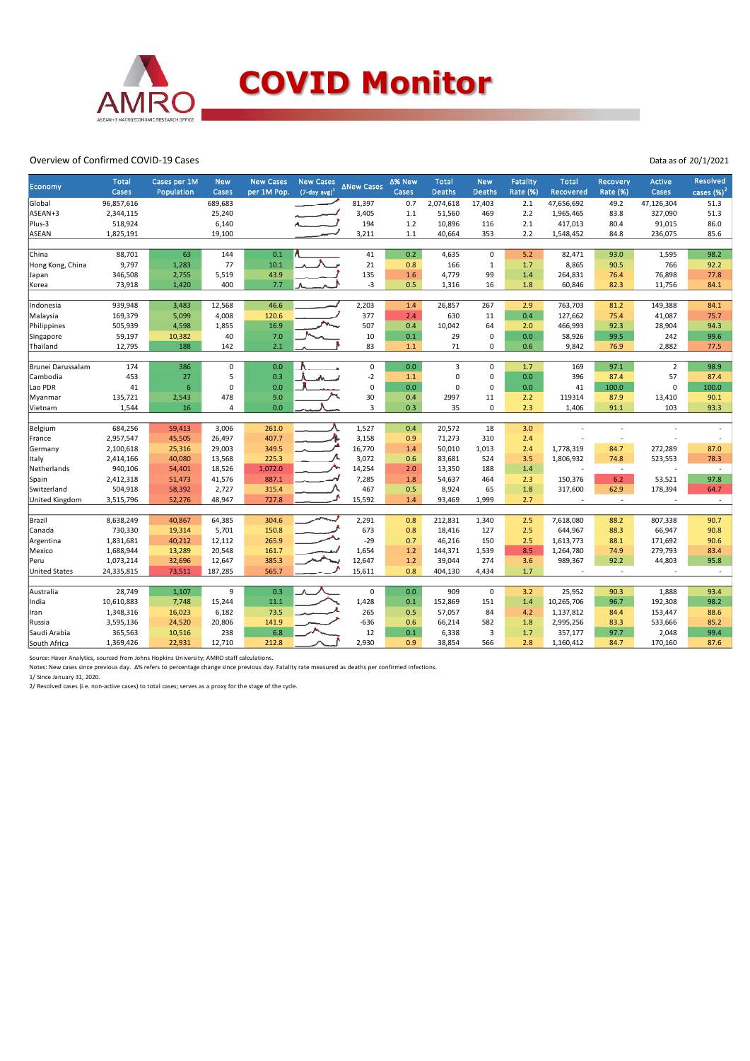# COVID Monitor

Overview of Confirmed COVID-19 Cases

Data as of 20/1/2021

| Economy | Total Cases | Cases per 1M Population | New Cases | New Cases per 1M Pop. | New Cases (7-day avg)[1] | ΔNew Cases | Δ% New Cases | Total Deaths | New Deaths | Fatality Rate (%) | Total Recovered | Recovery Rate (%) | Active Cases | Resolved cases (%)[2] |
|---|---|---|---|---|---|---|---|---|---|---|---|---|---|---|
| Global | 96,857,616 | | 689,683 | | | 81,397 | 0.7 | 2,074,618 | 17,403 | 2.1 | 47,656,692 | 49.2 | 47,126,304 | 51.3 |
| ASEAN+3 | 2,344,115 | | 25,240 | | | 3,405 | 1.1 | 51,560 | 469 | 2.2 | 1,965,465 | 83.8 | 327,090 | 51.3 |
| Plus-3 | 518,924 | | 6,140 | | | 194 | 1.2 | 10,896 | 116 | 2.1 | 417,013 | 80.4 | 91,015 | 86.0 |
| ASEAN | 1,825,191 | | 19,100 | | | 3,211 | 1.1 | 40,664 | 353 | 2.2 | 1,548,452 | 84.8 | 236,075 | 85.6 |
| | | | | | | | | | | | | | | |
| China | 88,701 | 63 | 144 | 0.1 | | 41 | 0.2 | 4,635 | 0 | 5.2 | 82,471 | 93.0 | 1,595 | 98.2 |
| Hong Kong, China | 9,797 | 1,283 | 77 | 10.1 | | 21 | 0.8 | 166 | 1 | 1.7 | 8,865 | 90.5 | 766 | 92.2 |
| Japan | 346,508 | 2,755 | 5,519 | 43.9 | | 135 | 1.6 | 4,779 | 99 | 1.4 | 264,831 | 76.4 | 76,898 | 77.8 |
| Korea | 73,918 | 1,420 | 400 | 7.7 | | -3 | 0.5 | 1,316 | 16 | 1.8 | 60,846 | 82.3 | 11,756 | 84.1 |
| | | | | | | | | | | | | | | |
| Indonesia | 939,948 | 3,483 | 12,568 | 46.6 | | 2,203 | 1.4 | 26,857 | 267 | 2.9 | 763,703 | 81.2 | 149,388 | 84.1 |
| Malaysia | 169,379 | 5,099 | 4,008 | 120.6 | | 377 | 2.4 | 630 | 11 | 0.4 | 127,662 | 75.4 | 41,087 | 75.7 |
| Philippines | 505,939 | 4,598 | 1,855 | 16.9 | | 507 | 0.4 | 10,042 | 64 | 2.0 | 466,993 | 92.3 | 28,904 | 94.3 |
| Singapore | 59,197 | 10,382 | 40 | 7.0 | | 10 | 0.1 | 29 | 0 | 0.0 | 58,926 | 99.5 | 242 | 99.6 |
| Thailand | 12,795 | 188 | 142 | 2.1 | | 83 | 1.1 | 71 | 0 | 0.6 | 9,842 | 76.9 | 2,882 | 77.5 |
| | | | | | | | | | | | | | | |
| Brunei Darussalam | 174 | 386 | 0 | 0.0 | | 0 | 0.0 | 3 | 0 | 1.7 | 169 | 97.1 | 2 | 98.9 |
| Cambodia | 453 | 27 | 5 | 0.3 | | -2 | 1.1 | 0 | 0 | 0.0 | 396 | 87.4 | 57 | 87.4 |
| Lao PDR | 41 | 6 | 0 | 0.0 | | 0 | 0.0 | 0 | 0 | 0.0 | 41 | 100.0 | 0 | 100.0 |
| Myanmar | 135,721 | 2,543 | 478 | 9.0 | | 30 | 0.4 | 2997 | 11 | 2.2 | 119314 | 87.9 | 13,410 | 90.1 |
| Vietnam | 1,544 | 16 | 4 | 0.0 | | 3 | 0.3 | 35 | 0 | 2.3 | 1,406 | 91.1 | 103 | 93.3 |
| | | | | | | | | | | | | | | |
| Belgium | 684,256 | 59,413 | 3,006 | 261.0 | | 1,527 | 0.4 | 20,572 | 18 | 3.0 | - | - | - | - |
| France | 2,957,547 | 45,505 | 26,497 | 407.7 | | 3,158 | 0.9 | 71,273 | 310 | 2.4 | - | - | - | - |
| Germany | 2,100,618 | 25,316 | 29,003 | 349.5 | | 16,770 | 1.4 | 50,010 | 1,013 | 2.4 | 1,778,319 | 84.7 | 272,289 | 87.0 |
| Italy | 2,414,166 | 40,080 | 13,568 | 225.3 | | 3,072 | 0.6 | 83,681 | 524 | 3.5 | 1,806,932 | 74.8 | 523,553 | 78.3 |
| Netherlands | 940,106 | 54,401 | 18,526 | 1,072.0 | | 14,254 | 2.0 | 13,350 | 188 | 1.4 | - | - | - | - |
| Spain | 2,412,318 | 51,473 | 41,576 | 887.1 | | 7,285 | 1.8 | 54,637 | 464 | 2.3 | 150,376 | 6.2 | 53,521 | 97.8 |
| Switzerland | 504,918 | 58,392 | 2,727 | 315.4 | | 467 | 0.5 | 8,924 | 65 | 1.8 | 317,600 | 62.9 | 178,394 | 64.7 |
| United Kingdom | 3,515,796 | 52,276 | 48,947 | 727.8 | | 15,592 | 1.4 | 93,469 | 1,999 | 2.7 | - | - | - | - |
| | | | | | | | | | | | | | | |
| Brazil | 8,638,249 | 40,867 | 64,385 | 304.6 | | 2,291 | 0.8 | 212,831 | 1,340 | 2.5 | 7,618,080 | 88.2 | 807,338 | 90.7 |
| Canada | 730,330 | 19,314 | 5,701 | 150.8 | | 673 | 0.8 | 18,416 | 127 | 2.5 | 644,967 | 88.3 | 66,947 | 90.8 |
| Argentina | 1,831,681 | 40,212 | 12,112 | 265.9 | | -29 | 0.7 | 46,216 | 150 | 2.5 | 1,613,773 | 88.1 | 171,692 | 90.6 |
| Mexico | 1,688,944 | 13,289 | 20,548 | 161.7 | | 1,654 | 1.2 | 144,371 | 1,539 | 8.5 | 1,264,780 | 74.9 | 279,793 | 83.4 |
| Peru | 1,073,214 | 32,696 | 12,647 | 385.3 | | 12,647 | 1.2 | 39,044 | 274 | 3.6 | 989,367 | 92.2 | 44,803 | 95.8 |
| United States | 24,335,815 | 73,511 | 187,285 | 565.7 | | 15,611 | 0.8 | 404,130 | 4,434 | 1.7 | - | - | - | - |
| | | | | | | | | | | | | | | |
| Australia | 28,749 | 1,107 | 9 | 0.3 | | 0 | 0.0 | 909 | 0 | 3.2 | 25,952 | 90.3 | 1,888 | 93.4 |
| India | 10,610,883 | 7,748 | 15,244 | 11.1 | | 1,428 | 0.1 | 152,869 | 151 | 1.4 | 10,265,706 | 96.7 | 192,308 | 98.2 |
| Iran | 1,348,316 | 16,023 | 6,182 | 73.5 | | 265 | 0.5 | 57,057 | 84 | 4.2 | 1,137,812 | 84.4 | 153,447 | 88.6 |
| Russia | 3,595,136 | 24,520 | 20,806 | 141.9 | | -636 | 0.6 | 66,214 | 582 | 1.8 | 2,995,256 | 83.3 | 533,666 | 85.2 |
| Saudi Arabia | 365,563 | 10,516 | 238 | 6.8 | | 12 | 0.1 | 6,338 | 3 | 1.7 | 357,177 | 97.7 | 2,048 | 99.4 |
| South Africa | 1,369,426 | 22,931 | 12,710 | 212.8 | | 2,930 | 0.9 | 38,854 | 566 | 2.8 | 1,160,412 | 84.7 | 170,160 | 87.6 |

Source: Haver Analytics, sourced from Johns Hopkins University; AMRO staff calculations.

Notes: New cases since previous day. Δ% refers to percentage change since previous day. Fatality rate measured as deaths per confirmed infections.

1/ Since January 31, 2020.

2/ Resolved cases (i.e. non-active cases) to total cases; serves as a proxy for the stage of the cycle.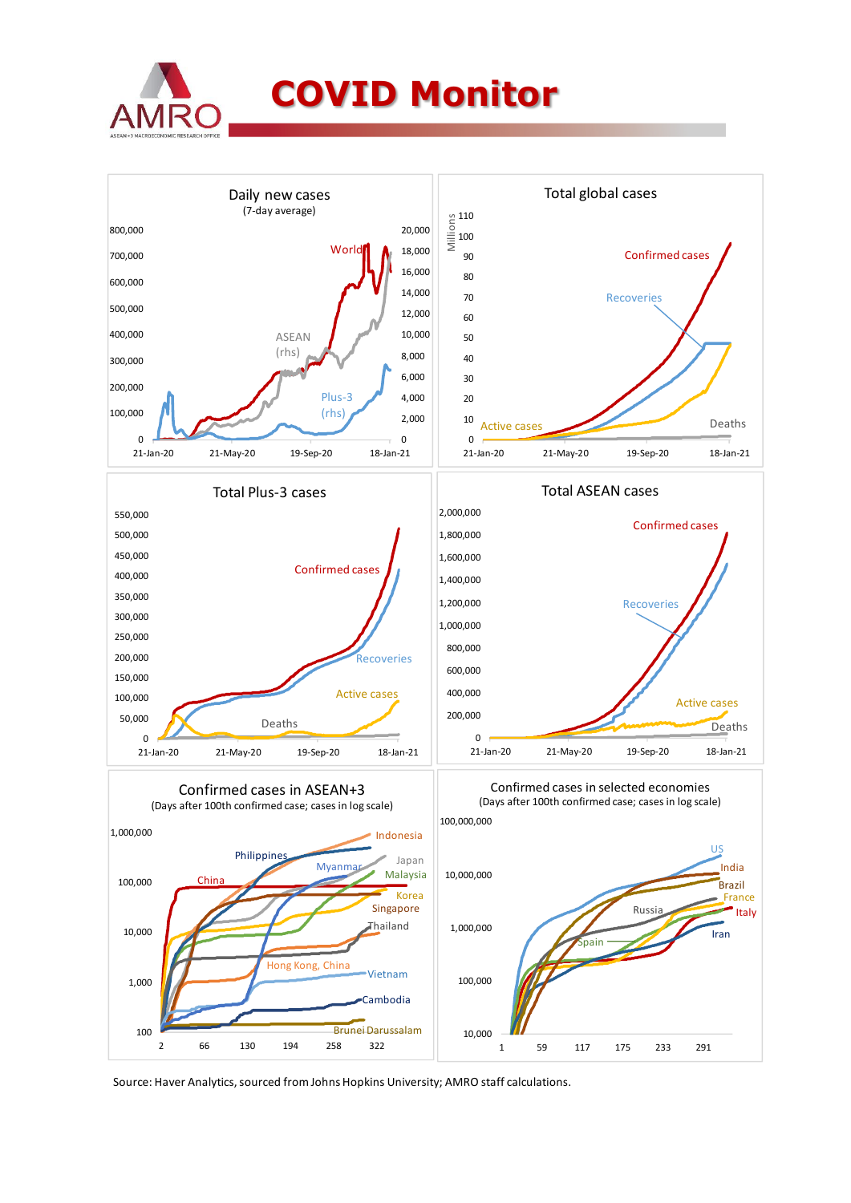# COVID Monitor

AMRO
ASEAN+3 MACROECONOMIC RESEARCH OFFICE

## Daily new cases
(7-day average)

800,000
700,000
600,000
500,000
400,000
300,000
200,000
100,000
0

20,000
18,000
16,000
14,000
12,000
10,000
8,000
6,000
4,000
2,000
0

World
ASEAN (rhs)
Plus-3 (rhs)

21-Jan-20
21-May-20
19-Sep-20
18-Jan-21

## Total global cases

Millions
110
100
90
80
70
60
50
40
30
20
10
0

Confirmed cases
Recoveries
Active cases
Deaths

21-Jan-20
21-May-20
19-Sep-20
18-Jan-21

## Total Plus-3 cases

550,000
500,000
450,000
400,000
350,000
300,000
250,000
200,000
150,000
100,000
50,000
0

Confirmed cases
Recoveries
Active cases
Deaths

21-Jan-20
21-May-20
19-Sep-20
18-Jan-21

## Total ASEAN cases

2,000,000
1,800,000
1,600,000
1,400,000
1,200,000
1,000,000
800,000
600,000
400,000
200,000
0

Confirmed cases
Recoveries
Active cases
Deaths

21-Jan-20
21-May-20
19-Sep-20
18-Jan-21

## Confirmed cases in ASEAN+3
(Days after 100th confirmed case; cases in log scale)

1,000,000
100,000
10,000
1,000
100

Indonesia
Philippines
Japan
Myanmar
Malaysia
China
Korea
Singapore
Thailand
Hong Kong, China
Vietnam
Cambodia
Brunei Darussalam

2
66
130
194
258
322

## Confirmed cases in selected economies
(Days after 100th confirmed case; cases in log scale)

100,000,000
10,000,000
1,000,000
100,000
10,000

US
India
Brazil
France
Italy
Russia
Iran
Spain

1
59
117
175
233
291

Source: Haver Analytics, sourced from Johns Hopkins University; AMRO staff calculations.